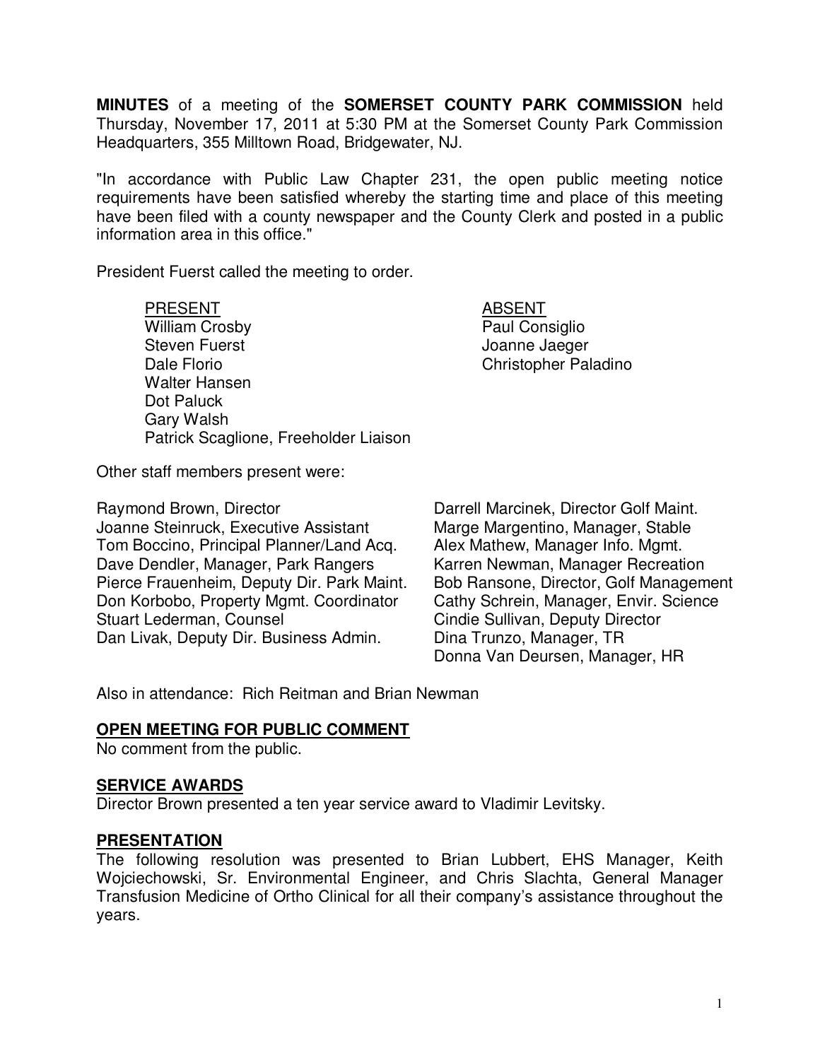**MINUTES** of a meeting of the **SOMERSET COUNTY PARK COMMISSION** held Thursday, November 17, 2011 at 5:30 PM at the Somerset County Park Commission Headquarters, 355 Milltown Road, Bridgewater, NJ.

"In accordance with Public Law Chapter 231, the open public meeting notice requirements have been satisfied whereby the starting time and place of this meeting have been filed with a county newspaper and the County Clerk and posted in a public information area in this office."

President Fuerst called the meeting to order.

PRESENT
William Crosby
Steven Fuerst
Dale Florio
Walter Hansen
Dot Paluck
Gary Walsh
Patrick Scaglione, Freeholder Liaison

ABSENT
Paul Consiglio
Joanne Jaeger
Christopher Paladino

Other staff members present were:

Raymond Brown, Director
Joanne Steinruck, Executive Assistant
Tom Boccino, Principal Planner/Land Acq.
Dave Dendler, Manager, Park Rangers
Pierce Frauenheim, Deputy Dir. Park Maint.
Don Korbobo, Property Mgmt. Coordinator
Stuart Lederman, Counsel
Dan Livak, Deputy Dir. Business Admin.
Darrell Marcinek, Director Golf Maint.
Marge Margentino, Manager, Stable
Alex Mathew, Manager Info. Mgmt.
Karren Newman, Manager Recreation
Bob Ransone, Director, Golf Management
Cathy Schrein, Manager, Envir. Science
Cindie Sullivan, Deputy Director
Dina Trunzo, Manager, TR
Donna Van Deursen, Manager, HR

Also in attendance: Rich Reitman and Brian Newman

**OPEN MEETING FOR PUBLIC COMMENT**

No comment from the public.

**SERVICE AWARDS**

Director Brown presented a ten year service award to Vladimir Levitsky.

**PRESENTATION**

The following resolution was presented to Brian Lubbert, EHS Manager, Keith Wojciechowski, Sr. Environmental Engineer, and Chris Slachta, General Manager Transfusion Medicine of Ortho Clinical for all their company's assistance throughout the years.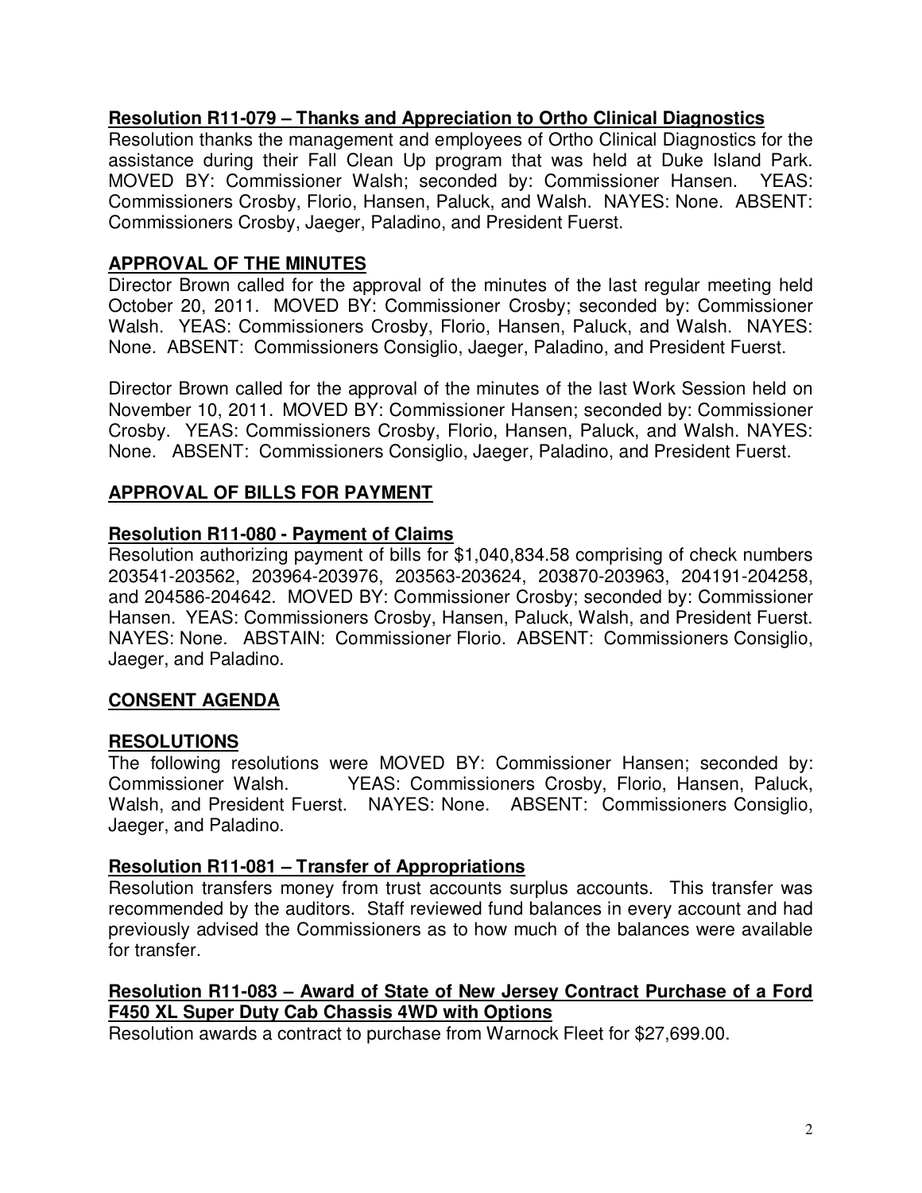**Resolution R11-079 – Thanks and Appreciation to Ortho Clinical Diagnostics**

Resolution thanks the management and employees of Ortho Clinical Diagnostics for the assistance during their Fall Clean Up program that was held at Duke Island Park. MOVED BY: Commissioner Walsh; seconded by: Commissioner Hansen. YEAS: Commissioners Crosby, Florio, Hansen, Paluck, and Walsh. NAYES: None. ABSENT: Commissioners Crosby, Jaeger, Paladino, and President Fuerst.

## APPROVAL OF THE MINUTES

Director Brown called for the approval of the minutes of the last regular meeting held October 20, 2011. MOVED BY: Commissioner Crosby; seconded by: Commissioner Walsh. YEAS: Commissioners Crosby, Florio, Hansen, Paluck, and Walsh. NAYES: None. ABSENT: Commissioners Consiglio, Jaeger, Paladino, and President Fuerst.

Director Brown called for the approval of the minutes of the last Work Session held on November 10, 2011. MOVED BY: Commissioner Hansen; seconded by: Commissioner Crosby. YEAS: Commissioners Crosby, Florio, Hansen, Paluck, and Walsh. NAYES: None. ABSENT: Commissioners Consiglio, Jaeger, Paladino, and President Fuerst.

## APPROVAL OF BILLS FOR PAYMENT

**Resolution R11-080 - Payment of Claims**

Resolution authorizing payment of bills for $1,040,834.58 comprising of check numbers 203541-203562, 203964-203976, 203563-203624, 203870-203963, 204191-204258, and 204586-204642. MOVED BY: Commissioner Crosby; seconded by: Commissioner Hansen. YEAS: Commissioners Crosby, Hansen, Paluck, Walsh, and President Fuerst. NAYES: None. ABSTAIN: Commissioner Florio. ABSENT: Commissioners Consiglio, Jaeger, and Paladino.

## CONSENT AGENDA

## RESOLUTIONS

The following resolutions were MOVED BY: Commissioner Hansen; seconded by: Commissioner Walsh. YEAS: Commissioners Crosby, Florio, Hansen, Paluck, Walsh, and President Fuerst. NAYES: None. ABSENT: Commissioners Consiglio, Jaeger, and Paladino.

**Resolution R11-081 – Transfer of Appropriations**

Resolution transfers money from trust accounts surplus accounts. This transfer was recommended by the auditors. Staff reviewed fund balances in every account and had previously advised the Commissioners as to how much of the balances were available for transfer.

**Resolution R11-083 – Award of State of New Jersey Contract Purchase of a Ford F450 XL Super Duty Cab Chassis 4WD with Options**

Resolution awards a contract to purchase from Warnock Fleet for $27,699.00.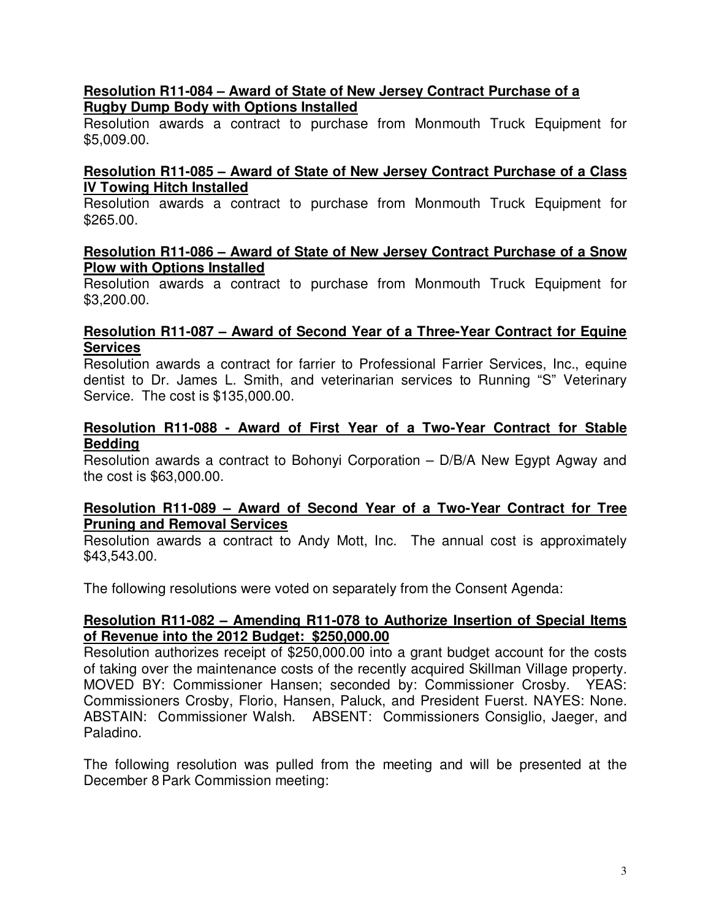**Resolution R11-084 – Award of State of New Jersey Contract Purchase of a Rugby Dump Body with Options Installed**

Resolution awards a contract to purchase from Monmouth Truck Equipment for $5,009.00.

**Resolution R11-085 – Award of State of New Jersey Contract Purchase of a Class IV Towing Hitch Installed**

Resolution awards a contract to purchase from Monmouth Truck Equipment for $265.00.

**Resolution R11-086 – Award of State of New Jersey Contract Purchase of a Snow Plow with Options Installed**

Resolution awards a contract to purchase from Monmouth Truck Equipment for $3,200.00.

**Resolution R11-087 – Award of Second Year of a Three-Year Contract for Equine Services**

Resolution awards a contract for farrier to Professional Farrier Services, Inc., equine dentist to Dr. James L. Smith, and veterinarian services to Running "S" Veterinary Service. The cost is $135,000.00.

**Resolution R11-088 - Award of First Year of a Two-Year Contract for Stable Bedding**

Resolution awards a contract to Bohonyi Corporation – D/B/A New Egypt Agway and the cost is $63,000.00.

**Resolution R11-089 – Award of Second Year of a Two-Year Contract for Tree Pruning and Removal Services**

Resolution awards a contract to Andy Mott, Inc. The annual cost is approximately $43,543.00.

The following resolutions were voted on separately from the Consent Agenda:

**Resolution R11-082 – Amending R11-078 to Authorize Insertion of Special Items of Revenue into the 2012 Budget: $250,000.00**

Resolution authorizes receipt of $250,000.00 into a grant budget account for the costs of taking over the maintenance costs of the recently acquired Skillman Village property. MOVED BY: Commissioner Hansen; seconded by: Commissioner Crosby. YEAS: Commissioners Crosby, Florio, Hansen, Paluck, and President Fuerst. NAYES: None. ABSTAIN: Commissioner Walsh. ABSENT: Commissioners Consiglio, Jaeger, and Paladino.

The following resolution was pulled from the meeting and will be presented at the December 8 Park Commission meeting: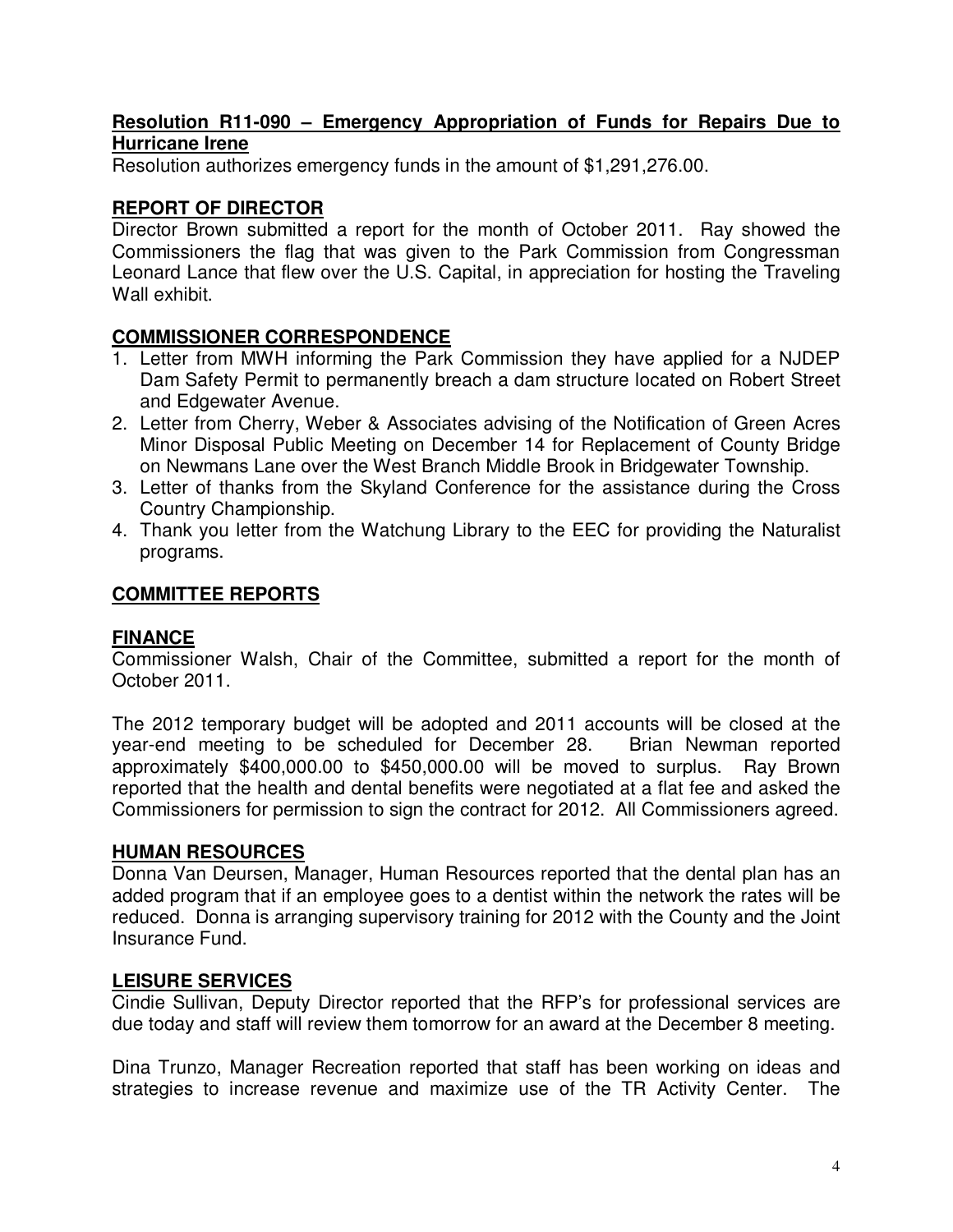**Resolution R11-090 – Emergency Appropriation of Funds for Repairs Due to Hurricane Irene**

Resolution authorizes emergency funds in the amount of $1,291,276.00.

## REPORT OF DIRECTOR

Director Brown submitted a report for the month of October 2011. Ray showed the Commissioners the flag that was given to the Park Commission from Congressman Leonard Lance that flew over the U.S. Capital, in appreciation for hosting the Traveling Wall exhibit.

## COMMISSIONER CORRESPONDENCE

1. Letter from MWH informing the Park Commission they have applied for a NJDEP Dam Safety Permit to permanently breach a dam structure located on Robert Street and Edgewater Avenue.
2. Letter from Cherry, Weber & Associates advising of the Notification of Green Acres Minor Disposal Public Meeting on December 14 for Replacement of County Bridge on Newmans Lane over the West Branch Middle Brook in Bridgewater Township.
3. Letter of thanks from the Skyland Conference for the assistance during the Cross Country Championship.
4. Thank you letter from the Watchung Library to the EEC for providing the Naturalist programs.

## COMMITTEE REPORTS

### FINANCE

Commissioner Walsh, Chair of the Committee, submitted a report for the month of October 2011.

The 2012 temporary budget will be adopted and 2011 accounts will be closed at the year-end meeting to be scheduled for December 28. Brian Newman reported approximately $400,000.00 to $450,000.00 will be moved to surplus. Ray Brown reported that the health and dental benefits were negotiated at a flat fee and asked the Commissioners for permission to sign the contract for 2012. All Commissioners agreed.

### HUMAN RESOURCES

Donna Van Deursen, Manager, Human Resources reported that the dental plan has an added program that if an employee goes to a dentist within the network the rates will be reduced. Donna is arranging supervisory training for 2012 with the County and the Joint Insurance Fund.

### LEISURE SERVICES

Cindie Sullivan, Deputy Director reported that the RFP's for professional services are due today and staff will review them tomorrow for an award at the December 8 meeting.

Dina Trunzo, Manager Recreation reported that staff has been working on ideas and strategies to increase revenue and maximize use of the TR Activity Center. The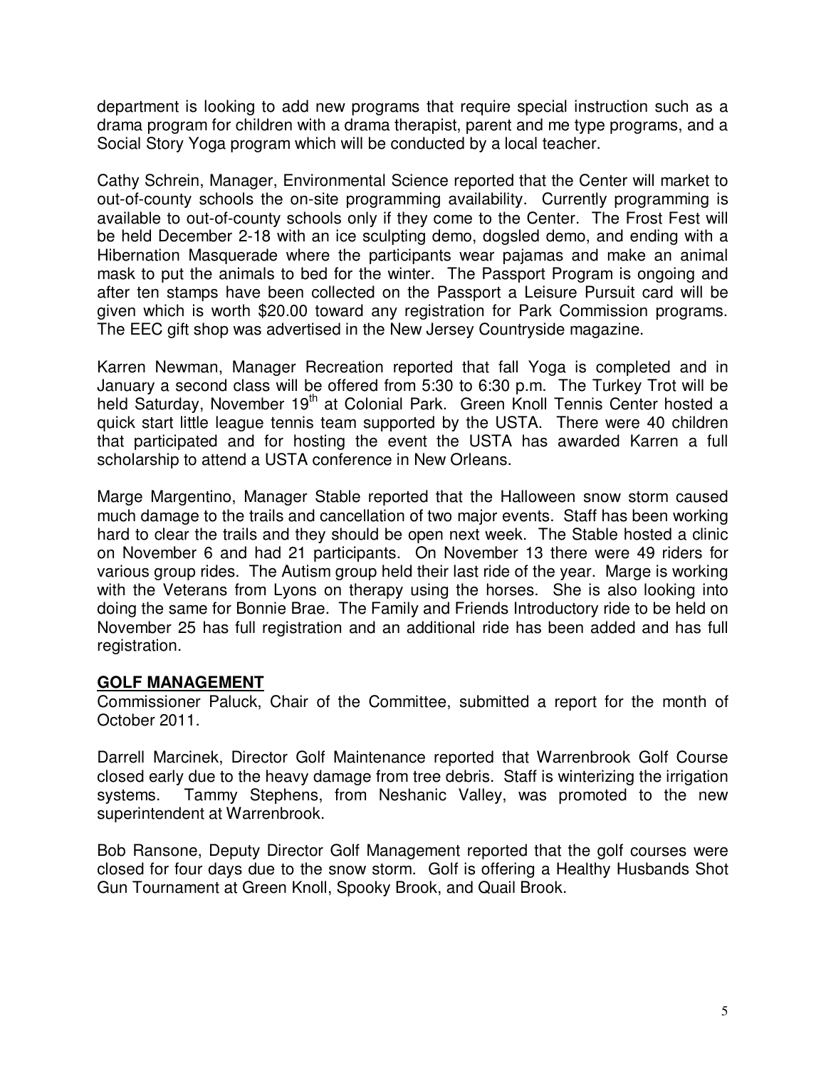department is looking to add new programs that require special instruction such as a drama program for children with a drama therapist, parent and me type programs, and a Social Story Yoga program which will be conducted by a local teacher.

Cathy Schrein, Manager, Environmental Science reported that the Center will market to out-of-county schools the on-site programming availability. Currently programming is available to out-of-county schools only if they come to the Center. The Frost Fest will be held December 2-18 with an ice sculpting demo, dogsled demo, and ending with a Hibernation Masquerade where the participants wear pajamas and make an animal mask to put the animals to bed for the winter. The Passport Program is ongoing and after ten stamps have been collected on the Passport a Leisure Pursuit card will be given which is worth $20.00 toward any registration for Park Commission programs. The EEC gift shop was advertised in the New Jersey Countryside magazine.

Karren Newman, Manager Recreation reported that fall Yoga is completed and in January a second class will be offered from 5:30 to 6:30 p.m. The Turkey Trot will be held Saturday, November 19th at Colonial Park. Green Knoll Tennis Center hosted a quick start little league tennis team supported by the USTA. There were 40 children that participated and for hosting the event the USTA has awarded Karren a full scholarship to attend a USTA conference in New Orleans.

Marge Margentino, Manager Stable reported that the Halloween snow storm caused much damage to the trails and cancellation of two major events. Staff has been working hard to clear the trails and they should be open next week. The Stable hosted a clinic on November 6 and had 21 participants. On November 13 there were 49 riders for various group rides. The Autism group held their last ride of the year. Marge is working with the Veterans from Lyons on therapy using the horses. She is also looking into doing the same for Bonnie Brae. The Family and Friends Introductory ride to be held on November 25 has full registration and an additional ride has been added and has full registration.

**GOLF MANAGEMENT**

Commissioner Paluck, Chair of the Committee, submitted a report for the month of October 2011.

Darrell Marcinek, Director Golf Maintenance reported that Warrenbrook Golf Course closed early due to the heavy damage from tree debris. Staff is winterizing the irrigation systems. Tammy Stephens, from Neshanic Valley, was promoted to the new superintendent at Warrenbrook.

Bob Ransone, Deputy Director Golf Management reported that the golf courses were closed for four days due to the snow storm. Golf is offering a Healthy Husbands Shot Gun Tournament at Green Knoll, Spooky Brook, and Quail Brook.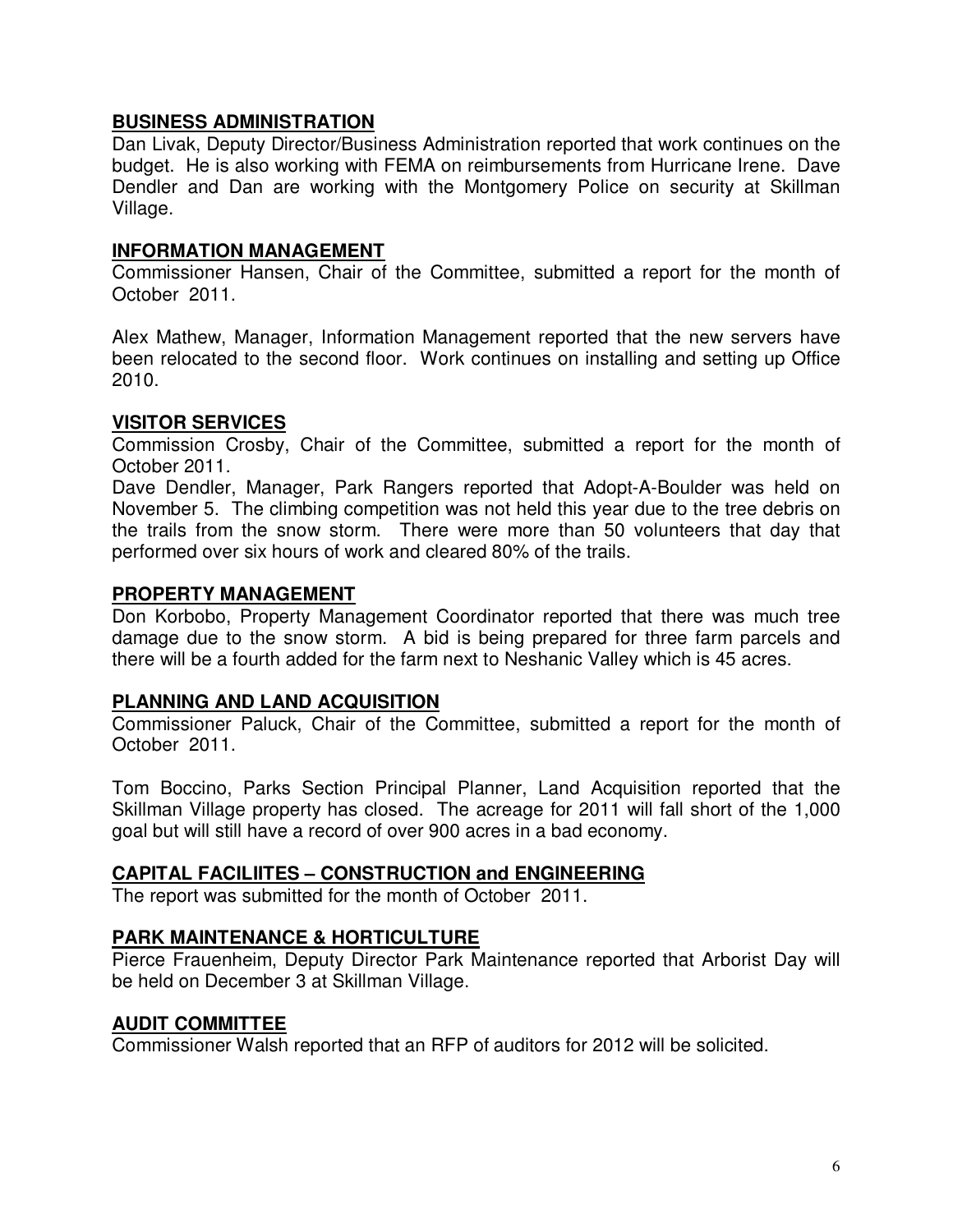## BUSINESS ADMINISTRATION

Dan Livak, Deputy Director/Business Administration reported that work continues on the budget. He is also working with FEMA on reimbursements from Hurricane Irene. Dave Dendler and Dan are working with the Montgomery Police on security at Skillman Village.

## INFORMATION MANAGEMENT

Commissioner Hansen, Chair of the Committee, submitted a report for the month of October 2011.

Alex Mathew, Manager, Information Management reported that the new servers have been relocated to the second floor. Work continues on installing and setting up Office 2010.

## VISITOR SERVICES

Commission Crosby, Chair of the Committee, submitted a report for the month of October 2011.

Dave Dendler, Manager, Park Rangers reported that Adopt-A-Boulder was held on November 5. The climbing competition was not held this year due to the tree debris on the trails from the snow storm. There were more than 50 volunteers that day that performed over six hours of work and cleared 80% of the trails.

## PROPERTY MANAGEMENT

Don Korbobo, Property Management Coordinator reported that there was much tree damage due to the snow storm. A bid is being prepared for three farm parcels and there will be a fourth added for the farm next to Neshanic Valley which is 45 acres.

## PLANNING AND LAND ACQUISITION

Commissioner Paluck, Chair of the Committee, submitted a report for the month of October 2011.

Tom Boccino, Parks Section Principal Planner, Land Acquisition reported that the Skillman Village property has closed. The acreage for 2011 will fall short of the 1,000 goal but will still have a record of over 900 acres in a bad economy.

## CAPITAL FACILIITES – CONSTRUCTION and ENGINEERING

The report was submitted for the month of October 2011.

## PARK MAINTENANCE & HORTICULTURE

Pierce Frauenheim, Deputy Director Park Maintenance reported that Arborist Day will be held on December 3 at Skillman Village.

## AUDIT COMMITTEE

Commissioner Walsh reported that an RFP of auditors for 2012 will be solicited.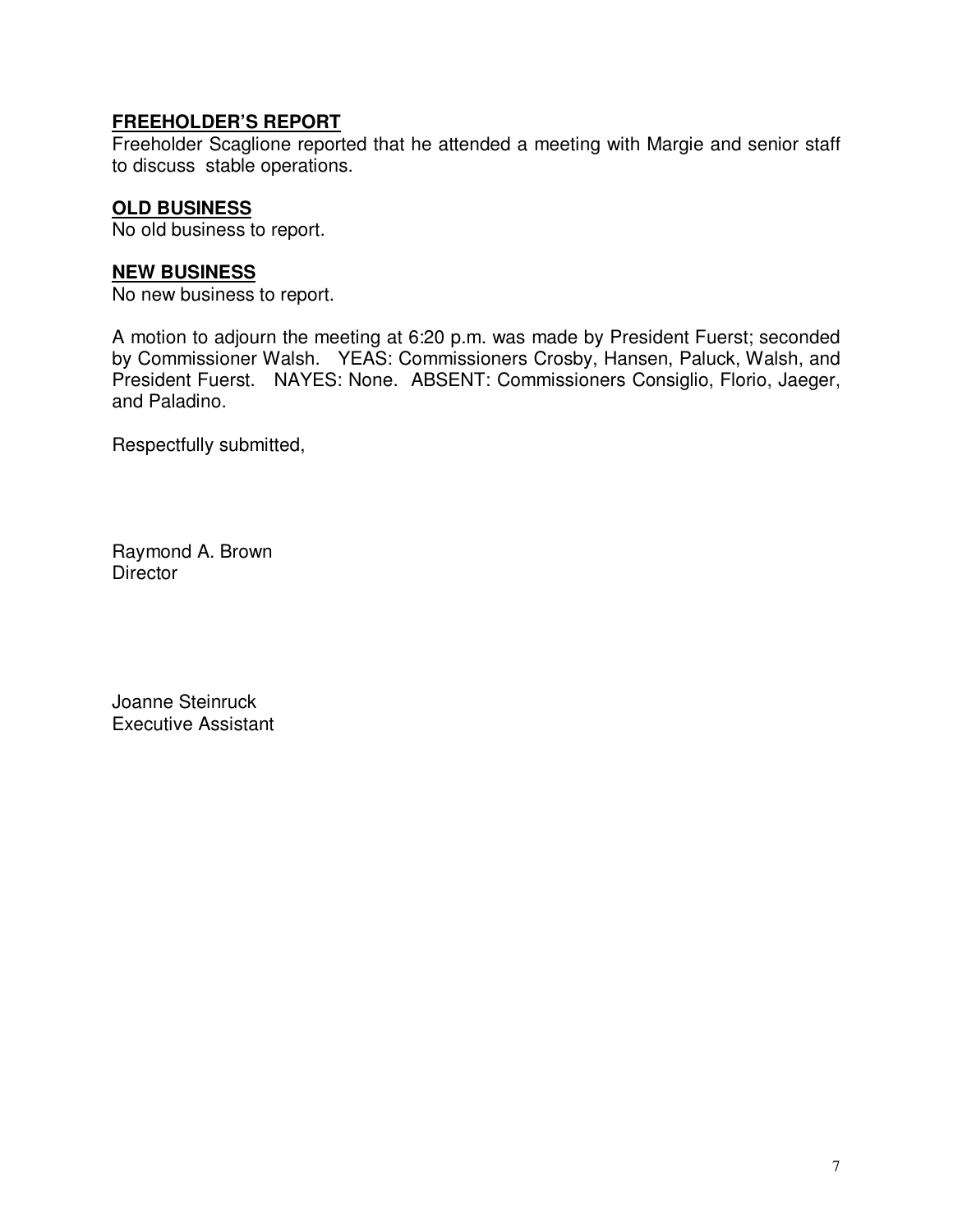**FREEHOLDER'S REPORT**
Freeholder Scaglione reported that he attended a meeting with Margie and senior staff to discuss stable operations.

**OLD BUSINESS**
No old business to report.

**NEW BUSINESS**
No new business to report.

A motion to adjourn the meeting at 6:20 p.m. was made by President Fuerst; seconded by Commissioner Walsh. YEAS: Commissioners Crosby, Hansen, Paluck, Walsh, and President Fuerst. NAYES: None. ABSENT: Commissioners Consiglio, Florio, Jaeger, and Paladino.

Respectfully submitted,

Raymond A. Brown
Director

Joanne Steinruck
Executive Assistant